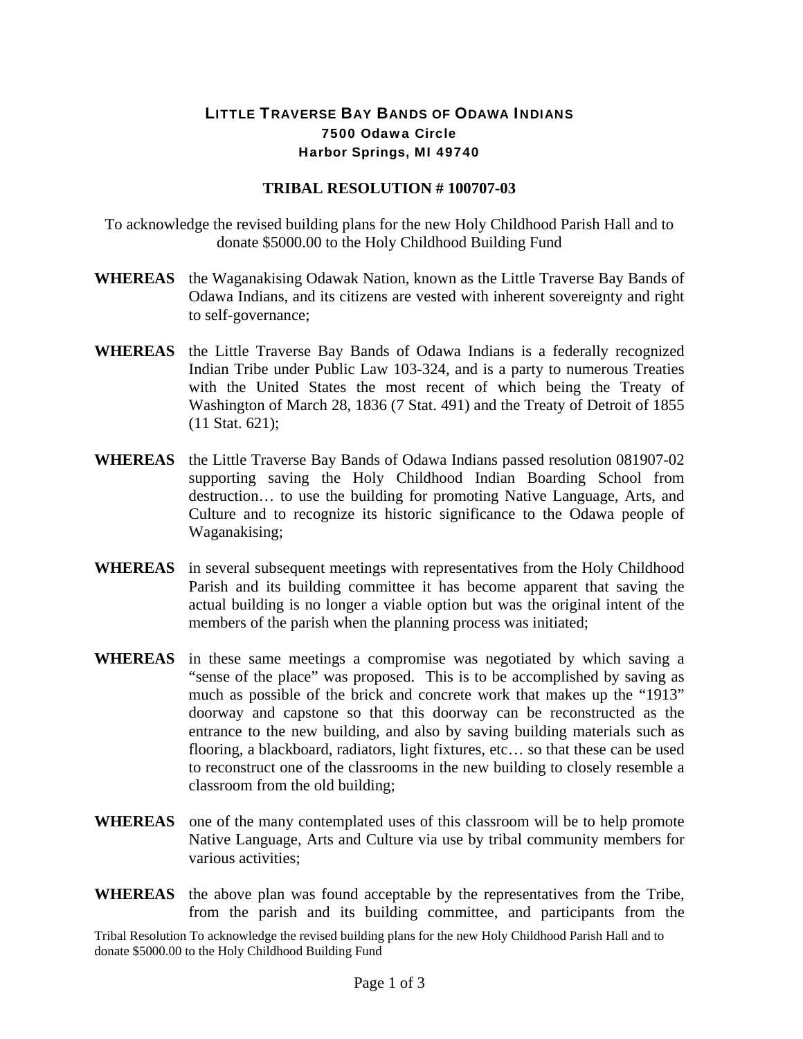# LITTLE TRAVERSE BAY BANDS OF ODAWA INDIANS

**7500 Odawa Circle**
**Harbor Springs, MI 49740**

## TRIBAL RESOLUTION # 100707-03

To acknowledge the revised building plans for the new Holy Childhood Parish Hall and to donate $5000.00 to the Holy Childhood Building Fund

**WHEREAS** the Waganakising Odawak Nation, known as the Little Traverse Bay Bands of Odawa Indians, and its citizens are vested with inherent sovereignty and right to self-governance;

**WHEREAS** the Little Traverse Bay Bands of Odawa Indians is a federally recognized Indian Tribe under Public Law 103-324, and is a party to numerous Treaties with the United States the most recent of which being the Treaty of Washington of March 28, 1836 (7 Stat. 491) and the Treaty of Detroit of 1855 (11 Stat. 621);

**WHEREAS** the Little Traverse Bay Bands of Odawa Indians passed resolution 081907-02 supporting saving the Holy Childhood Indian Boarding School from destruction… to use the building for promoting Native Language, Arts, and Culture and to recognize its historic significance to the Odawa people of Waganakising;

**WHEREAS** in several subsequent meetings with representatives from the Holy Childhood Parish and its building committee it has become apparent that saving the actual building is no longer a viable option but was the original intent of the members of the parish when the planning process was initiated;

**WHEREAS** in these same meetings a compromise was negotiated by which saving a "sense of the place" was proposed. This is to be accomplished by saving as much as possible of the brick and concrete work that makes up the "1913" doorway and capstone so that this doorway can be reconstructed as the entrance to the new building, and also by saving building materials such as flooring, a blackboard, radiators, light fixtures, etc… so that these can be used to reconstruct one of the classrooms in the new building to closely resemble a classroom from the old building;

**WHEREAS** one of the many contemplated uses of this classroom will be to help promote Native Language, Arts and Culture via use by tribal community members for various activities;

**WHEREAS** the above plan was found acceptable by the representatives from the Tribe, from the parish and its building committee, and participants from the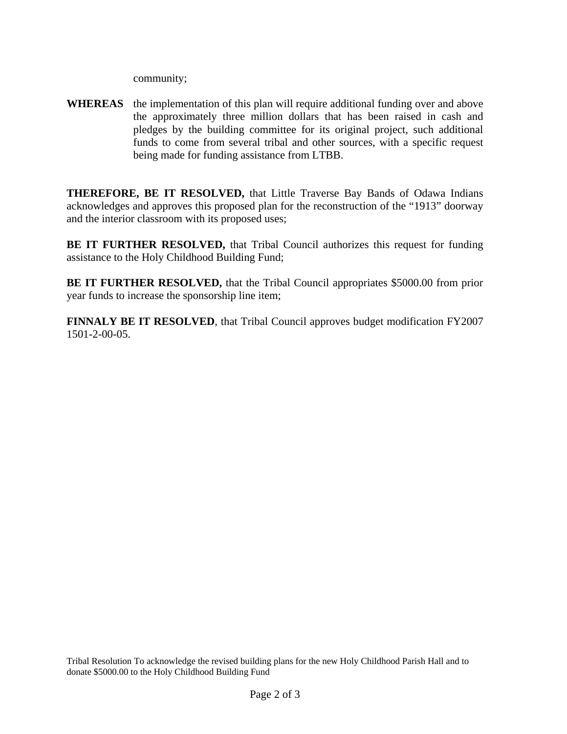community;

**WHEREAS** the implementation of this plan will require additional funding over and above the approximately three million dollars that has been raised in cash and pledges by the building committee for its original project, such additional funds to come from several tribal and other sources, with a specific request being made for funding assistance from LTBB.

**THEREFORE, BE IT RESOLVED,** that Little Traverse Bay Bands of Odawa Indians acknowledges and approves this proposed plan for the reconstruction of the "1913" doorway and the interior classroom with its proposed uses;

**BE IT FURTHER RESOLVED,** that Tribal Council authorizes this request for funding assistance to the Holy Childhood Building Fund;

**BE IT FURTHER RESOLVED,** that the Tribal Council appropriates $5000.00 from prior year funds to increase the sponsorship line item;

**FINNALY BE IT RESOLVED**, that Tribal Council approves budget modification FY2007 1501-2-00-05.

Tribal Resolution To acknowledge the revised building plans for the new Holy Childhood Parish Hall and to donate $5000.00 to the Holy Childhood Building Fund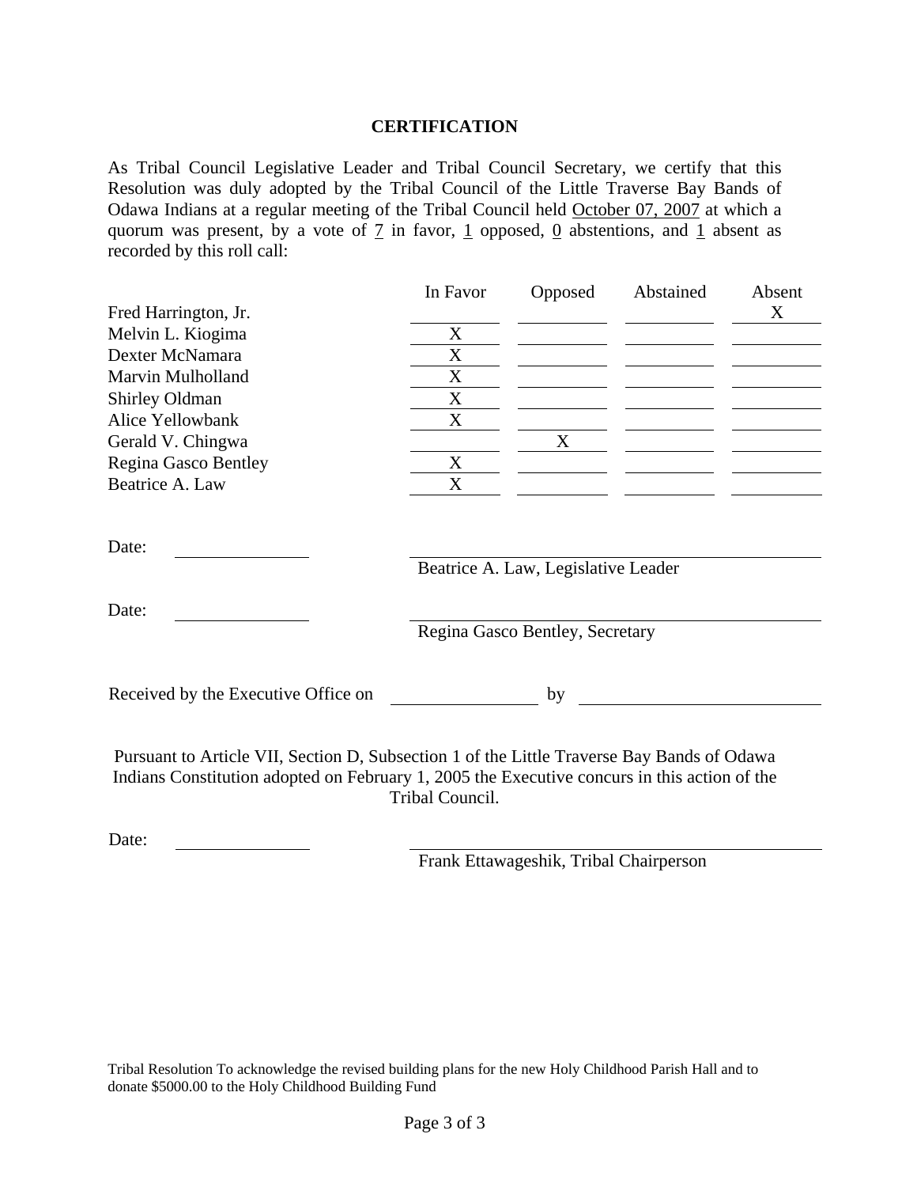**CERTIFICATION**

As Tribal Council Legislative Leader and Tribal Council Secretary, we certify that this Resolution was duly adopted by the Tribal Council of the Little Traverse Bay Bands of Odawa Indians at a regular meeting of the Tribal Council held October 07, 2007 at which a quorum was present, by a vote of 7 in favor, 1 opposed, 0 abstentions, and 1 absent as recorded by this roll call:

| | In Favor | Opposed | Abstained | Absent |
|---|---|---|---|---|
| Fred Harrington, Jr. | | | | X |
| Melvin L. Kiogima | X | | | |
| Dexter McNamara | X | | | |
| Marvin Mulholland | X | | | |
| Shirley Oldman | X | | | |
| Alice Yellowbank | X | | | |
| Gerald V. Chingwa | | X | | |
| Regina Gasco Bentley | X | | | |
| Beatrice A. Law | X | | | |

Date: ______________ ______________________________
Beatrice A. Law, Legislative Leader

Date: ______________ ______________________________
Regina Gasco Bentley, Secretary

Received by the Executive Office on ______________ by ______________________

Pursuant to Article VII, Section D, Subsection 1 of the Little Traverse Bay Bands of Odawa Indians Constitution adopted on February 1, 2005 the Executive concurs in this action of the Tribal Council.

Date: ______________ ______________________________
Frank Ettawageshik, Tribal Chairperson

Tribal Resolution To acknowledge the revised building plans for the new Holy Childhood Parish Hall and to donate $5000.00 to the Holy Childhood Building Fund